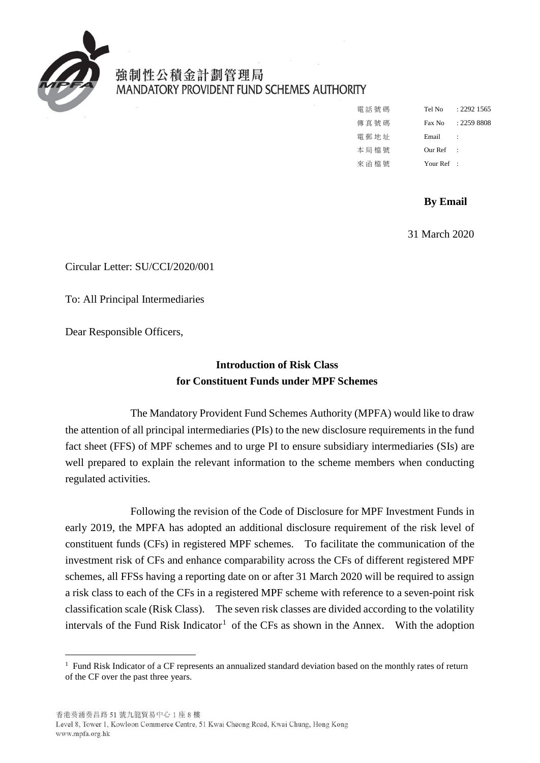強制性公積金計劃管理局
MANDATORY PROVIDENT FUND SCHEMES AUTHORITY

| | | |
|---|---|---|
| 電話號碼 | Tel No | : 2292 1565 |
| 傳真號碼 | Fax No | : 2259 8808 |
| 電郵地址 | Email | : |
| 本局檔號 | Our Ref | : |
| 來函檔號 | Your Ref | : |

**By Email**

31 March 2020

Circular Letter: SU/CCI/2020/001

To: All Principal Intermediaries

Dear Responsible Officers,

## Introduction of Risk Class for Constituent Funds under MPF Schemes

The Mandatory Provident Fund Schemes Authority (MPFA) would like to draw the attention of all principal intermediaries (PIs) to the new disclosure requirements in the fund fact sheet (FFS) of MPF schemes and to urge PI to ensure subsidiary intermediaries (SIs) are well prepared to explain the relevant information to the scheme members when conducting regulated activities.

Following the revision of the Code of Disclosure for MPF Investment Funds in early 2019, the MPFA has adopted an additional disclosure requirement of the risk level of constituent funds (CFs) in registered MPF schemes. To facilitate the communication of the investment risk of CFs and enhance comparability across the CFs of different registered MPF schemes, all FFSs having a reporting date on or after 31 March 2020 will be required to assign a risk class to each of the CFs in a registered MPF scheme with reference to a seven-point risk classification scale (Risk Class). The seven risk classes are divided according to the volatility intervals of the Fund Risk Indicator[1] of the CFs as shown in the Annex. With the adoption

[1] Fund Risk Indicator of a CF represents an annualized standard deviation based on the monthly rates of return of the CF over the past three years.

香港葵涌葵昌路 51 號九龍貿易中心 1 座 8 樓
Level 8, Tower 1, Kowloon Commerce Centre, 51 Kwai Cheong Road, Kwai Chung, Hong Kong
www.mpfa.org.hk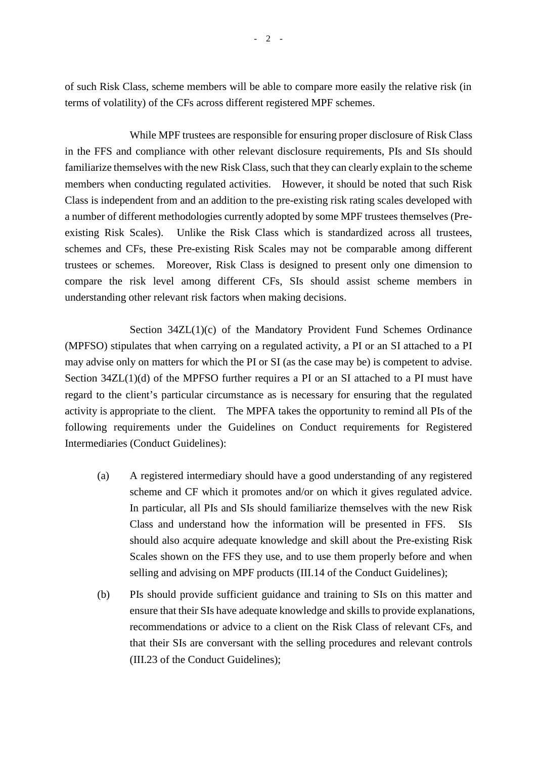of such Risk Class, scheme members will be able to compare more easily the relative risk (in terms of volatility) of the CFs across different registered MPF schemes.

While MPF trustees are responsible for ensuring proper disclosure of Risk Class in the FFS and compliance with other relevant disclosure requirements, PIs and SIs should familiarize themselves with the new Risk Class, such that they can clearly explain to the scheme members when conducting regulated activities. However, it should be noted that such Risk Class is independent from and an addition to the pre-existing risk rating scales developed with a number of different methodologies currently adopted by some MPF trustees themselves (Pre-existing Risk Scales). Unlike the Risk Class which is standardized across all trustees, schemes and CFs, these Pre-existing Risk Scales may not be comparable among different trustees or schemes. Moreover, Risk Class is designed to present only one dimension to compare the risk level among different CFs, SIs should assist scheme members in understanding other relevant risk factors when making decisions.

Section 34ZL(1)(c) of the Mandatory Provident Fund Schemes Ordinance (MPFSO) stipulates that when carrying on a regulated activity, a PI or an SI attached to a PI may advise only on matters for which the PI or SI (as the case may be) is competent to advise. Section 34ZL(1)(d) of the MPFSO further requires a PI or an SI attached to a PI must have regard to the client's particular circumstance as is necessary for ensuring that the regulated activity is appropriate to the client. The MPFA takes the opportunity to remind all PIs of the following requirements under the Guidelines on Conduct requirements for Registered Intermediaries (Conduct Guidelines):

(a) A registered intermediary should have a good understanding of any registered scheme and CF which it promotes and/or on which it gives regulated advice. In particular, all PIs and SIs should familiarize themselves with the new Risk Class and understand how the information will be presented in FFS. SIs should also acquire adequate knowledge and skill about the Pre-existing Risk Scales shown on the FFS they use, and to use them properly before and when selling and advising on MPF products (III.14 of the Conduct Guidelines);

(b) PIs should provide sufficient guidance and training to SIs on this matter and ensure that their SIs have adequate knowledge and skills to provide explanations, recommendations or advice to a client on the Risk Class of relevant CFs, and that their SIs are conversant with the selling procedures and relevant controls (III.23 of the Conduct Guidelines);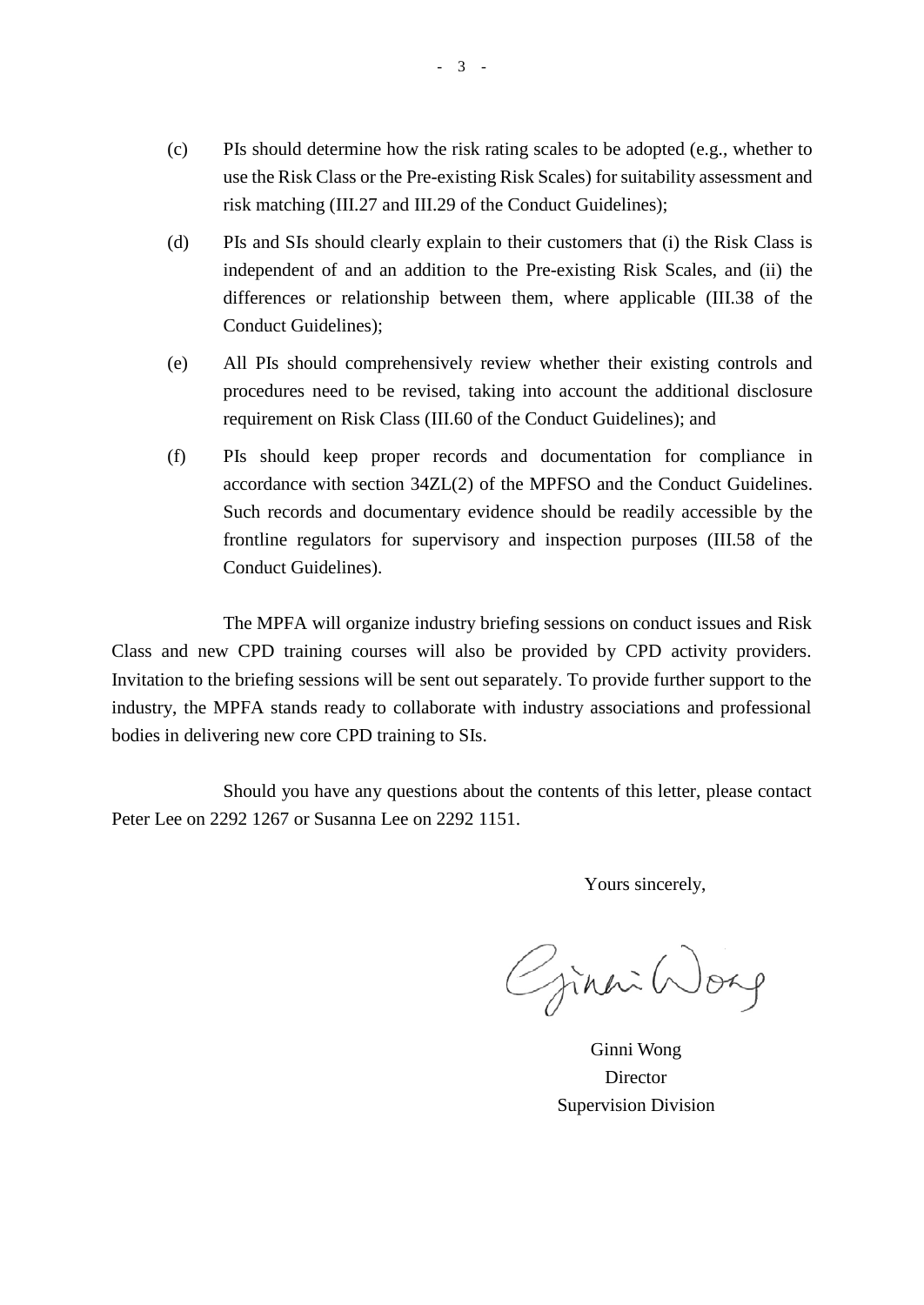(c) PIs should determine how the risk rating scales to be adopted (e.g., whether to use the Risk Class or the Pre-existing Risk Scales) for suitability assessment and risk matching (III.27 and III.29 of the Conduct Guidelines);

(d) PIs and SIs should clearly explain to their customers that (i) the Risk Class is independent of and an addition to the Pre-existing Risk Scales, and (ii) the differences or relationship between them, where applicable (III.38 of the Conduct Guidelines);

(e) All PIs should comprehensively review whether their existing controls and procedures need to be revised, taking into account the additional disclosure requirement on Risk Class (III.60 of the Conduct Guidelines); and

(f) PIs should keep proper records and documentation for compliance in accordance with section 34ZL(2) of the MPFSO and the Conduct Guidelines. Such records and documentary evidence should be readily accessible by the frontline regulators for supervisory and inspection purposes (III.58 of the Conduct Guidelines).

The MPFA will organize industry briefing sessions on conduct issues and Risk Class and new CPD training courses will also be provided by CPD activity providers. Invitation to the briefing sessions will be sent out separately. To provide further support to the industry, the MPFA stands ready to collaborate with industry associations and professional bodies in delivering new core CPD training to SIs.

Should you have any questions about the contents of this letter, please contact Peter Lee on 2292 1267 or Susanna Lee on 2292 1151.

Yours sincerely,

Ginni Wong

Ginni Wong
Director
Supervision Division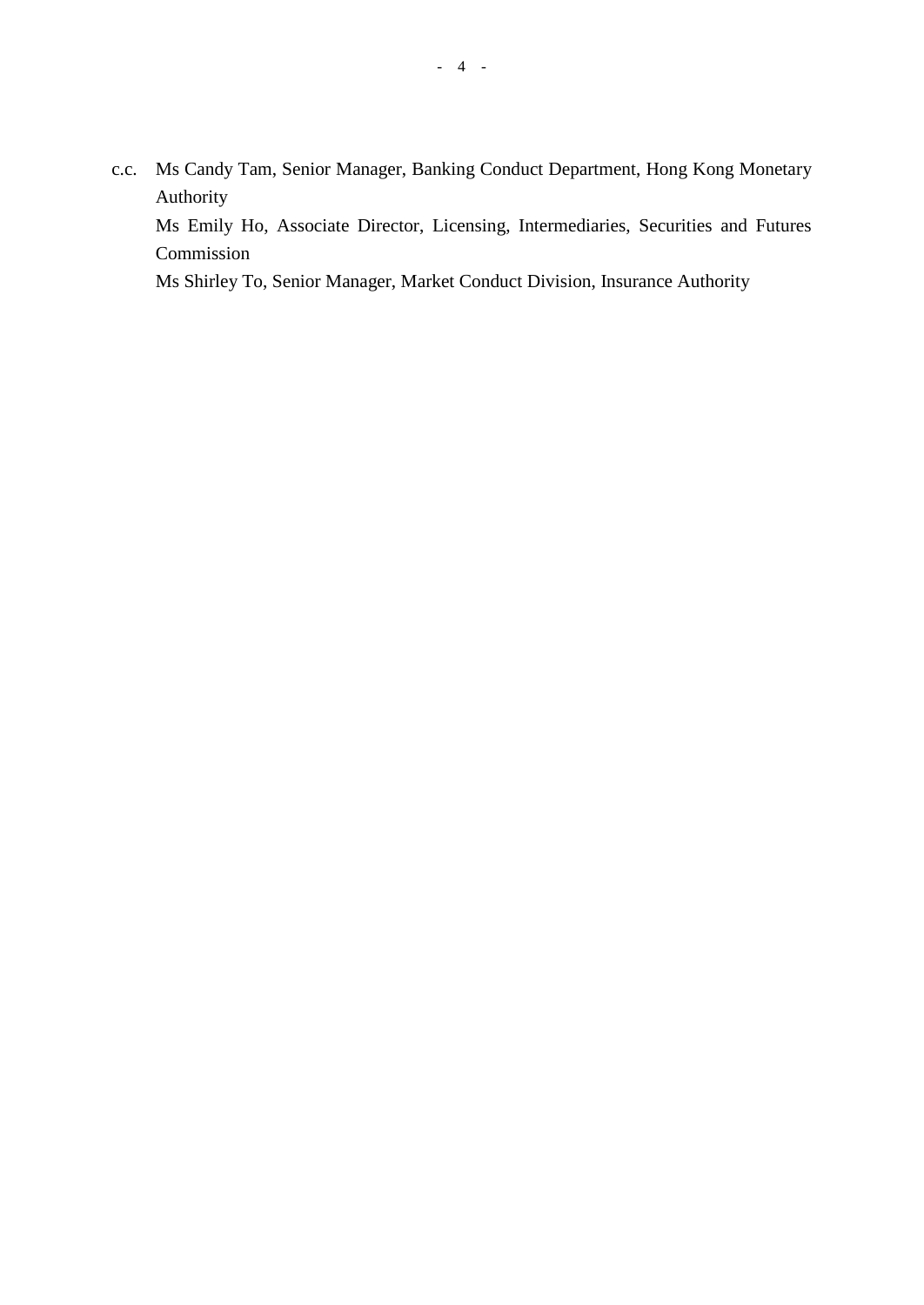c.c. Ms Candy Tam, Senior Manager, Banking Conduct Department, Hong Kong Monetary Authority

Ms Emily Ho, Associate Director, Licensing, Intermediaries, Securities and Futures Commission

Ms Shirley To, Senior Manager, Market Conduct Division, Insurance Authority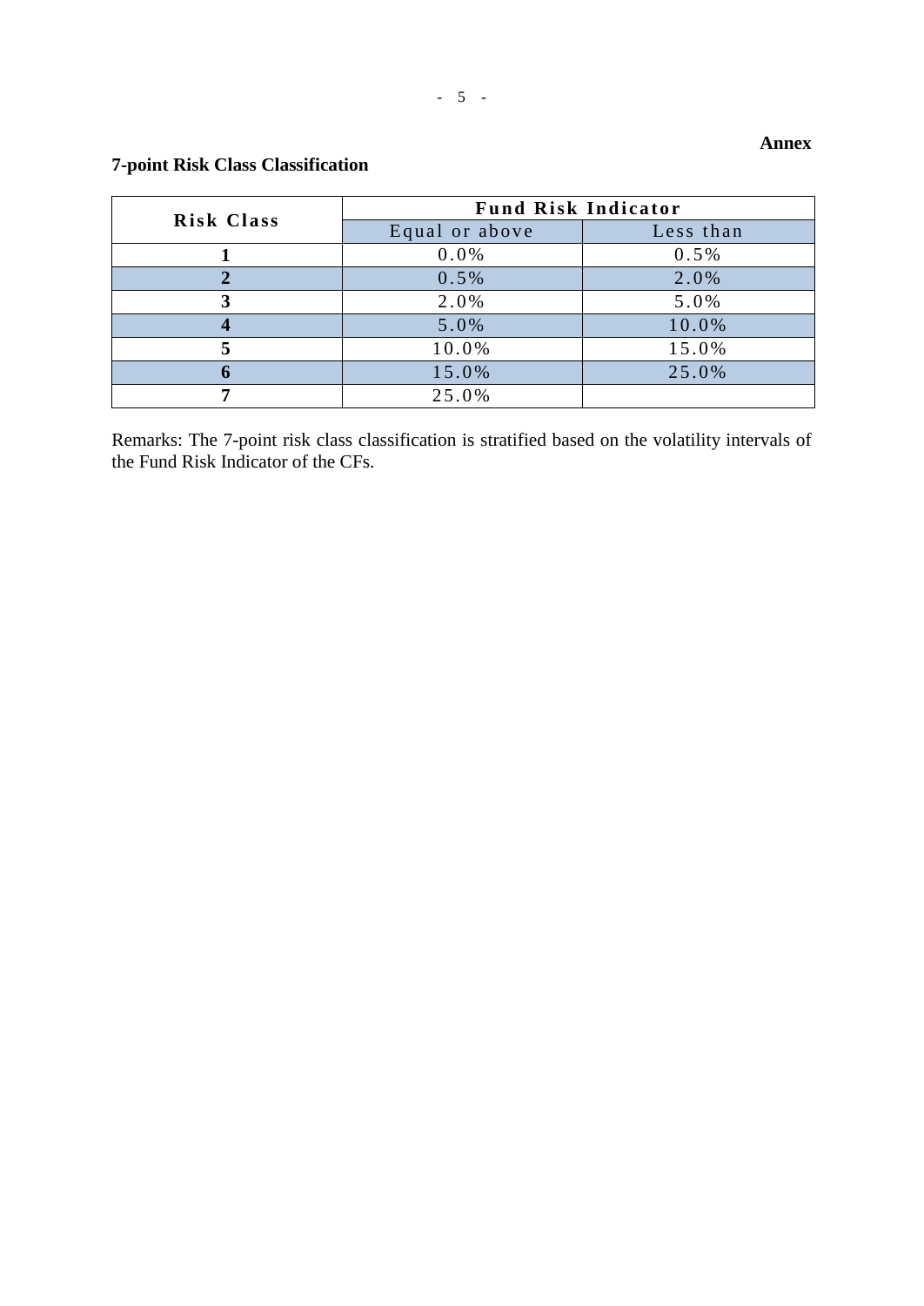**Annex**

## 7-point Risk Class Classification

| Risk Class | Fund Risk Indicator | |
|---|---|---|
| | Equal or above | Less than |
| **1** | 0.0% | 0.5% |
| **2** | 0.5% | 2.0% |
| **3** | 2.0% | 5.0% |
| **4** | 5.0% | 10.0% |
| **5** | 10.0% | 15.0% |
| **6** | 15.0% | 25.0% |
| **7** | 25.0% | |

Remarks: The 7-point risk class classification is stratified based on the volatility intervals of the Fund Risk Indicator of the CFs.